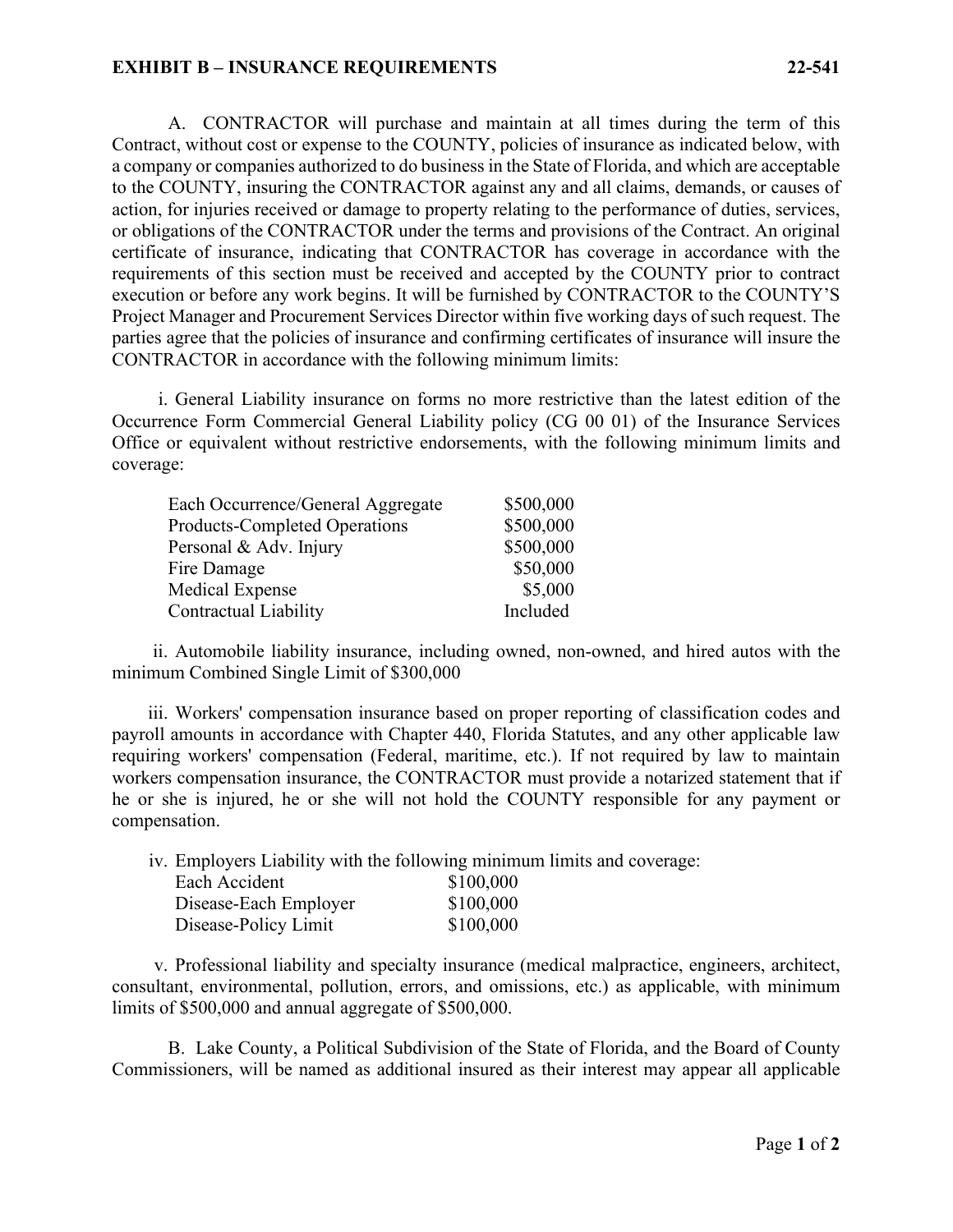**EXHIBIT B – INSURANCE REQUIREMENTS 22-541**

A. CONTRACTOR will purchase and maintain at all times during the term of this Contract, without cost or expense to the COUNTY, policies of insurance as indicated below, with a company or companies authorized to do business in the State of Florida, and which are acceptable to the COUNTY, insuring the CONTRACTOR against any and all claims, demands, or causes of action, for injuries received or damage to property relating to the performance of duties, services, or obligations of the CONTRACTOR under the terms and provisions of the Contract. An original certificate of insurance, indicating that CONTRACTOR has coverage in accordance with the requirements of this section must be received and accepted by the COUNTY prior to contract execution or before any work begins. It will be furnished by CONTRACTOR to the COUNTY'S Project Manager and Procurement Services Director within five working days of such request. The parties agree that the policies of insurance and confirming certificates of insurance will insure the CONTRACTOR in accordance with the following minimum limits:

i. General Liability insurance on forms no more restrictive than the latest edition of the Occurrence Form Commercial General Liability policy (CG 00 01) of the Insurance Services Office or equivalent without restrictive endorsements, with the following minimum limits and coverage:

| | |
|---|---|
| Each Occurrence/General Aggregate | $500,000 |
| Products-Completed Operations | $500,000 |
| Personal & Adv. Injury | $500,000 |
| Fire Damage | $50,000 |
| Medical Expense | $5,000 |
| Contractual Liability | Included |

ii. Automobile liability insurance, including owned, non-owned, and hired autos with the minimum Combined Single Limit of $300,000

iii. Workers' compensation insurance based on proper reporting of classification codes and payroll amounts in accordance with Chapter 440, Florida Statutes, and any other applicable law requiring workers' compensation (Federal, maritime, etc.). If not required by law to maintain workers compensation insurance, the CONTRACTOR must provide a notarized statement that if he or she is injured, he or she will not hold the COUNTY responsible for any payment or compensation.

iv. Employers Liability with the following minimum limits and coverage:

| | |
|---|---|
| Each Accident | $100,000 |
| Disease-Each Employer | $100,000 |
| Disease-Policy Limit | $100,000 |

v. Professional liability and specialty insurance (medical malpractice, engineers, architect, consultant, environmental, pollution, errors, and omissions, etc.) as applicable, with minimum limits of $500,000 and annual aggregate of $500,000.

B. Lake County, a Political Subdivision of the State of Florida, and the Board of County Commissioners, will be named as additional insured as their interest may appear all applicable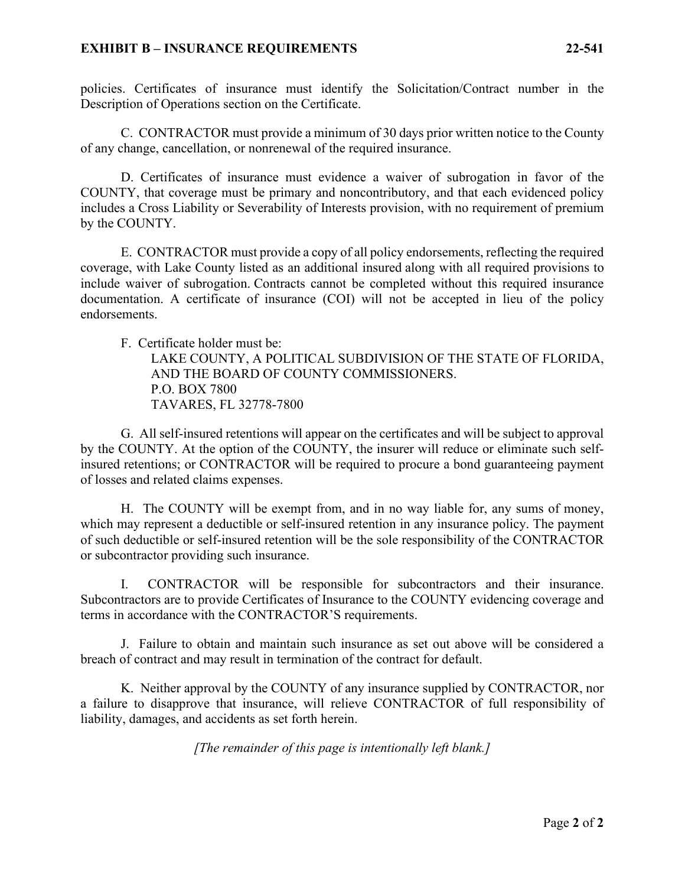policies. Certificates of insurance must identify the Solicitation/Contract number in the Description of Operations section on the Certificate.

C. CONTRACTOR must provide a minimum of 30 days prior written notice to the County of any change, cancellation, or nonrenewal of the required insurance.

D. Certificates of insurance must evidence a waiver of subrogation in favor of the COUNTY, that coverage must be primary and noncontributory, and that each evidenced policy includes a Cross Liability or Severability of Interests provision, with no requirement of premium by the COUNTY.

E. CONTRACTOR must provide a copy of all policy endorsements, reflecting the required coverage, with Lake County listed as an additional insured along with all required provisions to include waiver of subrogation. Contracts cannot be completed without this required insurance documentation. A certificate of insurance (COI) will not be accepted in lieu of the policy endorsements.

F. Certificate holder must be:

LAKE COUNTY, A POLITICAL SUBDIVISION OF THE STATE OF FLORIDA, AND THE BOARD OF COUNTY COMMISSIONERS.
P.O. BOX 7800
TAVARES, FL 32778-7800

G. All self-insured retentions will appear on the certificates and will be subject to approval by the COUNTY. At the option of the COUNTY, the insurer will reduce or eliminate such self-insured retentions; or CONTRACTOR will be required to procure a bond guaranteeing payment of losses and related claims expenses.

H. The COUNTY will be exempt from, and in no way liable for, any sums of money, which may represent a deductible or self-insured retention in any insurance policy. The payment of such deductible or self-insured retention will be the sole responsibility of the CONTRACTOR or subcontractor providing such insurance.

I. CONTRACTOR will be responsible for subcontractors and their insurance. Subcontractors are to provide Certificates of Insurance to the COUNTY evidencing coverage and terms in accordance with the CONTRACTOR'S requirements.

J. Failure to obtain and maintain such insurance as set out above will be considered a breach of contract and may result in termination of the contract for default.

K. Neither approval by the COUNTY of any insurance supplied by CONTRACTOR, nor a failure to disapprove that insurance, will relieve CONTRACTOR of full responsibility of liability, damages, and accidents as set forth herein.

*[The remainder of this page is intentionally left blank.]*